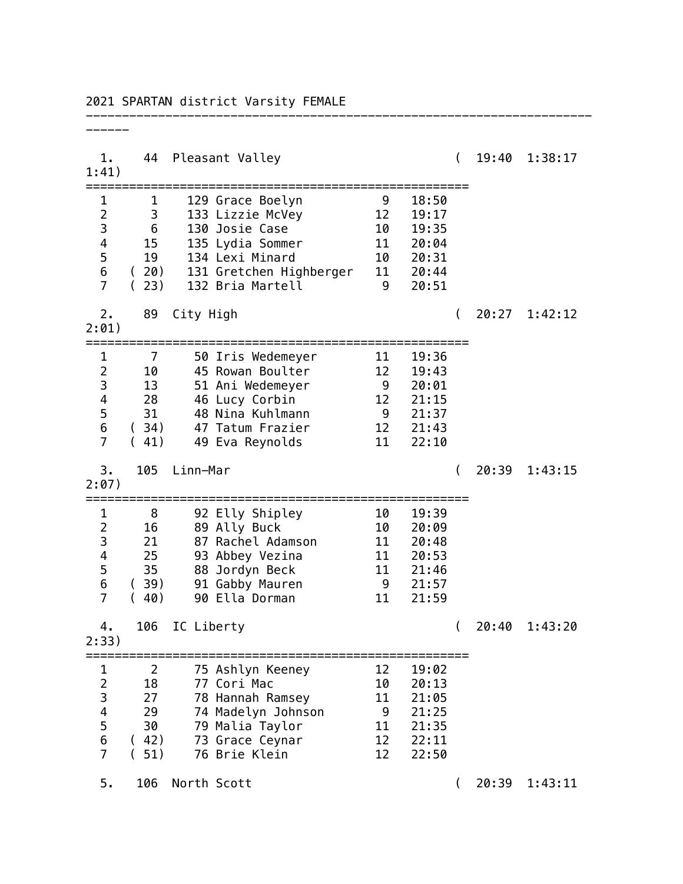# 2021 SPARTAN district Varsity FEMALE

**1. 44 Pleasant Valley ( 19:40 1:38:17 1:41)**

| | Place | Bib | Name | Grade | Time |
|---|---|---|---|---|---|
| 1 | 1 | 129 | Grace Boelyn | 9 | 18:50 |
| 2 | 3 | 133 | Lizzie McVey | 12 | 19:17 |
| 3 | 6 | 130 | Josie Case | 10 | 19:35 |
| 4 | 15 | 135 | Lydia Sommer | 11 | 20:04 |
| 5 | 19 | 134 | Lexi Minard | 10 | 20:31 |
| 6 | ( 20) | 131 | Gretchen Highberger | 11 | 20:44 |
| 7 | ( 23) | 132 | Bria Martell | 9 | 20:51 |

**2. 89 City High ( 20:27 1:42:12 2:01)**

| | Place | Bib | Name | Grade | Time |
|---|---|---|---|---|---|
| 1 | 7 | 50 | Iris Wedemeyer | 11 | 19:36 |
| 2 | 10 | 45 | Rowan Boulter | 12 | 19:43 |
| 3 | 13 | 51 | Ani Wedemeyer | 9 | 20:01 |
| 4 | 28 | 46 | Lucy Corbin | 12 | 21:15 |
| 5 | 31 | 48 | Nina Kuhlmann | 9 | 21:37 |
| 6 | ( 34) | 47 | Tatum Frazier | 12 | 21:43 |
| 7 | ( 41) | 49 | Eva Reynolds | 11 | 22:10 |

**3. 105 Linn-Mar ( 20:39 1:43:15 2:07)**

| | Place | Bib | Name | Grade | Time |
|---|---|---|---|---|---|
| 1 | 8 | 92 | Elly Shipley | 10 | 19:39 |
| 2 | 16 | 89 | Ally Buck | 10 | 20:09 |
| 3 | 21 | 87 | Rachel Adamson | 11 | 20:48 |
| 4 | 25 | 93 | Abbey Vezina | 11 | 20:53 |
| 5 | 35 | 88 | Jordyn Beck | 11 | 21:46 |
| 6 | ( 39) | 91 | Gabby Mauren | 9 | 21:57 |
| 7 | ( 40) | 90 | Ella Dorman | 11 | 21:59 |

**4. 106 IC Liberty ( 20:40 1:43:20 2:33)**

| | Place | Bib | Name | Grade | Time |
|---|---|---|---|---|---|
| 1 | 2 | 75 | Ashlyn Keeney | 12 | 19:02 |
| 2 | 18 | 77 | Cori Mac | 10 | 20:13 |
| 3 | 27 | 78 | Hannah Ramsey | 11 | 21:05 |
| 4 | 29 | 74 | Madelyn Johnson | 9 | 21:25 |
| 5 | 30 | 79 | Malia Taylor | 11 | 21:35 |
| 6 | ( 42) | 73 | Grace Ceynar | 12 | 22:11 |
| 7 | ( 51) | 76 | Brie Klein | 12 | 22:50 |

**5. 106 North Scott ( 20:39 1:43:11**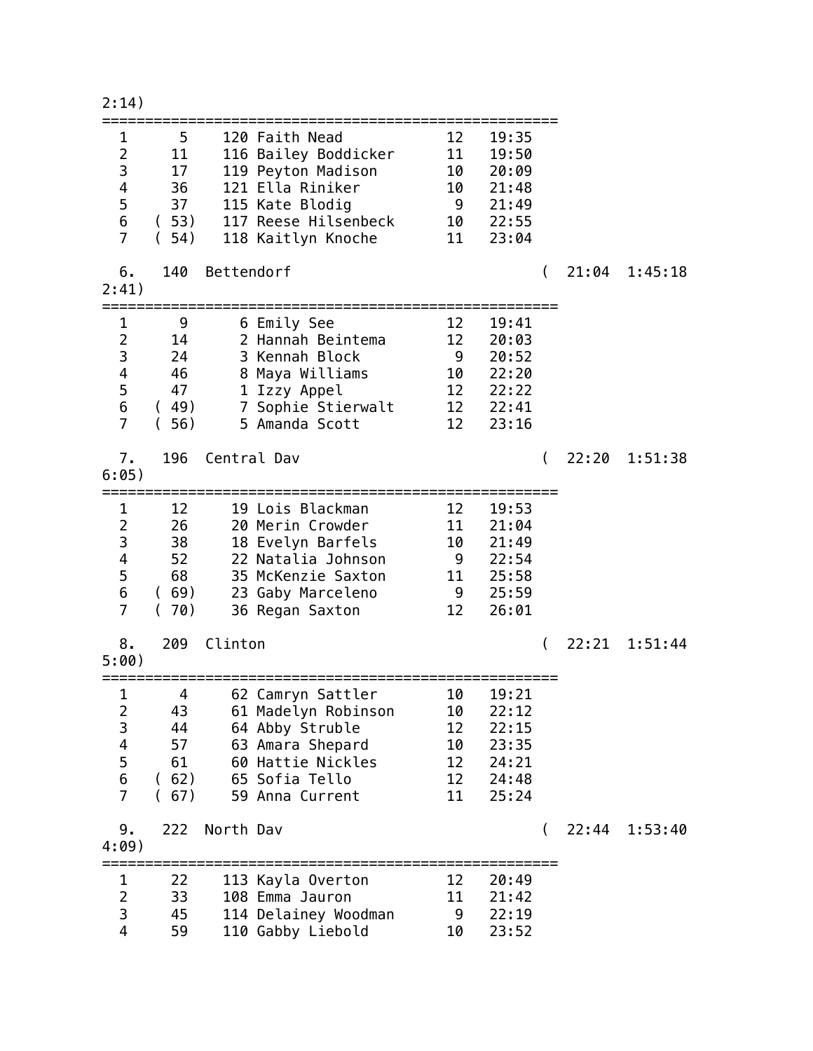2:14)

```
=====================================================
  1      5    120 Faith Nead            12   19:35
  2     11    116 Bailey Boddicker      11   19:50
  3     17    119 Peyton Madison        10   20:09
  4     36    121 Ella Riniker          10   21:48
  5     37    115 Kate Blodig            9   21:49
  6   ( 53)   117 Reese Hilsenbeck      10   22:55
  7   ( 54)   118 Kaitlyn Knoche        11   23:04

  6.   140  Bettendorf                             (  21:04  1:45:18
2:41)
=====================================================
  1      9      6 Emily See             12   19:41
  2     14      2 Hannah Beintema       12   20:03
  3     24      3 Kennah Block           9   20:52
  4     46      8 Maya Williams         10   22:20
  5     47      1 Izzy Appel            12   22:22
  6   ( 49)     7 Sophie Stierwalt      12   22:41
  7   ( 56)     5 Amanda Scott          12   23:16

  7.   196  Central Dav                            (  22:20  1:51:38
6:05)
=====================================================
  1     12     19 Lois Blackman         12   19:53
  2     26     20 Merin Crowder         11   21:04
  3     38     18 Evelyn Barfels        10   21:49
  4     52     22 Natalia Johnson        9   22:54
  5     68     35 McKenzie Saxton       11   25:58
  6   ( 69)    23 Gaby Marceleno         9   25:59
  7   ( 70)    36 Regan Saxton          12   26:01

  8.   209  Clinton                                (  22:21  1:51:44
5:00)
=====================================================
  1      4     62 Camryn Sattler        10   19:21
  2     43     61 Madelyn Robinson      10   22:12
  3     44     64 Abby Struble          12   22:15
  4     57     63 Amara Shepard         10   23:35
  5     61     60 Hattie Nickles        12   24:21
  6   ( 62)    65 Sofia Tello           12   24:48
  7   ( 67)    59 Anna Current          11   25:24

  9.   222  North Dav                              (  22:44  1:53:40
4:09)
=====================================================
  1     22    113 Kayla Overton         12   20:49
  2     33    108 Emma Jauron           11   21:42
  3     45    114 Delainey Woodman       9   22:19
  4     59    110 Gabby Liebold         10   23:52
```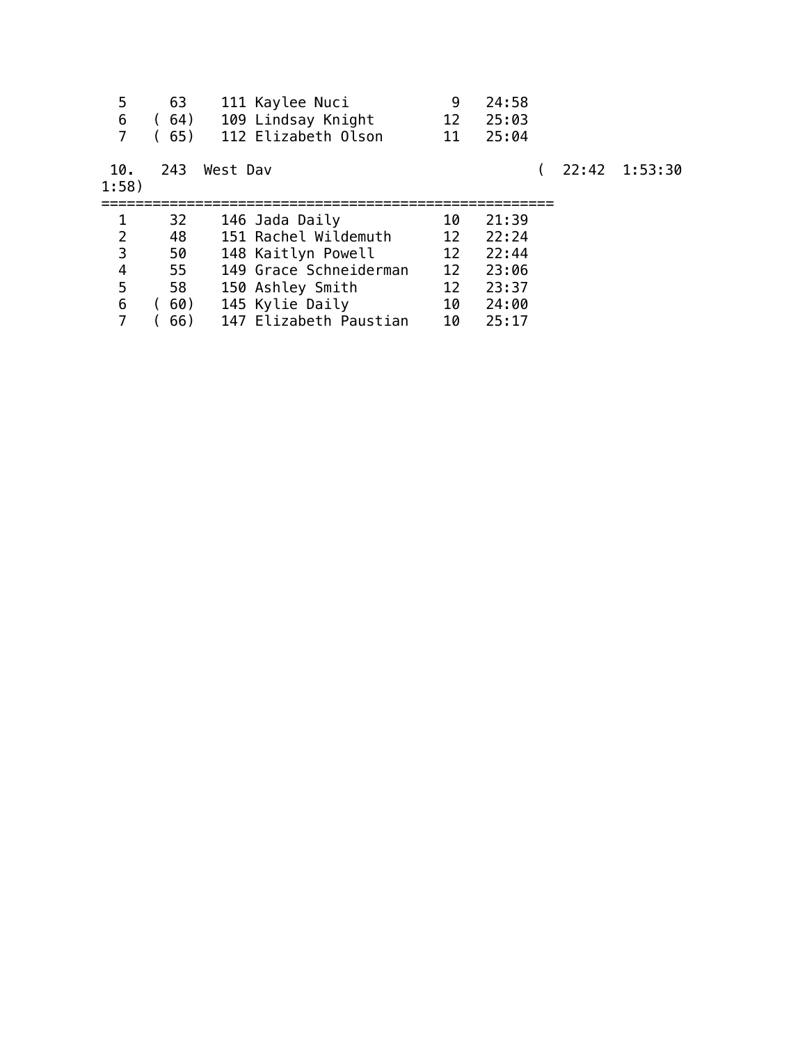```
  5     63    111 Kaylee Nuci           9   24:58
  6   ( 64)   109 Lindsay Knight       12   25:03
  7   ( 65)   112 Elizabeth Olson      11   25:04

 10.   243  West Dav                              (  22:42  1:53:30
1:58)
=====================================================
  1     32    146 Jada Daily           10   21:39
  2     48    151 Rachel Wildemuth     12   22:24
  3     50    148 Kaitlyn Powell       12   22:44
  4     55    149 Grace Schneiderman   12   23:06
  5     58    150 Ashley Smith         12   23:37
  6   ( 60)   145 Kylie Daily          10   24:00
  7   ( 66)   147 Elizabeth Paustian   10   25:17
```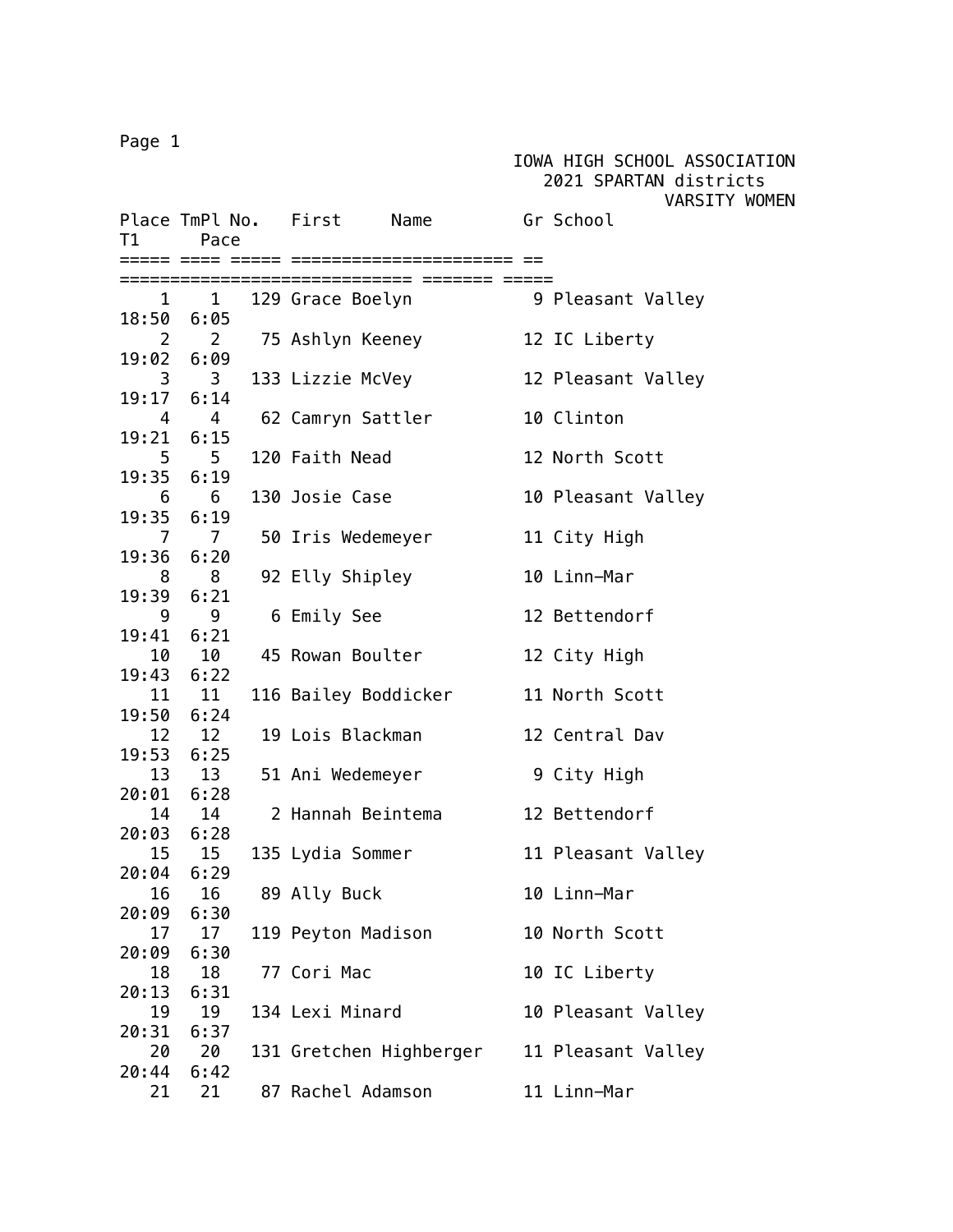IOWA HIGH SCHOOL ASSOCIATION
2021 SPARTAN districts
VARSITY WOMEN

| Place | TmPl | No. | First Name | Gr | School | T1 | Pace |
|---|---|---|---|---|---|---|---|
| 1 | 1 | 129 | Grace Boelyn | 9 | Pleasant Valley | 18:50 | 6:05 |
| 2 | 2 | 75 | Ashlyn Keeney | 12 | IC Liberty | 19:02 | 6:09 |
| 3 | 3 | 133 | Lizzie McVey | 12 | Pleasant Valley | 19:17 | 6:14 |
| 4 | 4 | 62 | Camryn Sattler | 10 | Clinton | 19:21 | 6:15 |
| 5 | 5 | 120 | Faith Nead | 12 | North Scott | 19:35 | 6:19 |
| 6 | 6 | 130 | Josie Case | 10 | Pleasant Valley | 19:35 | 6:19 |
| 7 | 7 | 50 | Iris Wedemeyer | 11 | City High | 19:36 | 6:20 |
| 8 | 8 | 92 | Elly Shipley | 10 | Linn-Mar | 19:39 | 6:21 |
| 9 | 9 | 6 | Emily See | 12 | Bettendorf | 19:41 | 6:21 |
| 10 | 10 | 45 | Rowan Boulter | 12 | City High | 19:43 | 6:22 |
| 11 | 11 | 116 | Bailey Boddicker | 11 | North Scott | 19:50 | 6:24 |
| 12 | 12 | 19 | Lois Blackman | 12 | Central Dav | 19:53 | 6:25 |
| 13 | 13 | 51 | Ani Wedemeyer | 9 | City High | 20:01 | 6:28 |
| 14 | 14 | 2 | Hannah Beintema | 12 | Bettendorf | 20:03 | 6:28 |
| 15 | 15 | 135 | Lydia Sommer | 11 | Pleasant Valley | 20:04 | 6:29 |
| 16 | 16 | 89 | Ally Buck | 10 | Linn-Mar | 20:09 | 6:30 |
| 17 | 17 | 119 | Peyton Madison | 10 | North Scott | 20:09 | 6:30 |
| 18 | 18 | 77 | Cori Mac | 10 | IC Liberty | 20:13 | 6:31 |
| 19 | 19 | 134 | Lexi Minard | 10 | Pleasant Valley | 20:31 | 6:37 |
| 20 | 20 | 131 | Gretchen Highberger | 11 | Pleasant Valley | 20:44 | 6:42 |
| 21 | 21 | 87 | Rachel Adamson | 11 | Linn-Mar | | |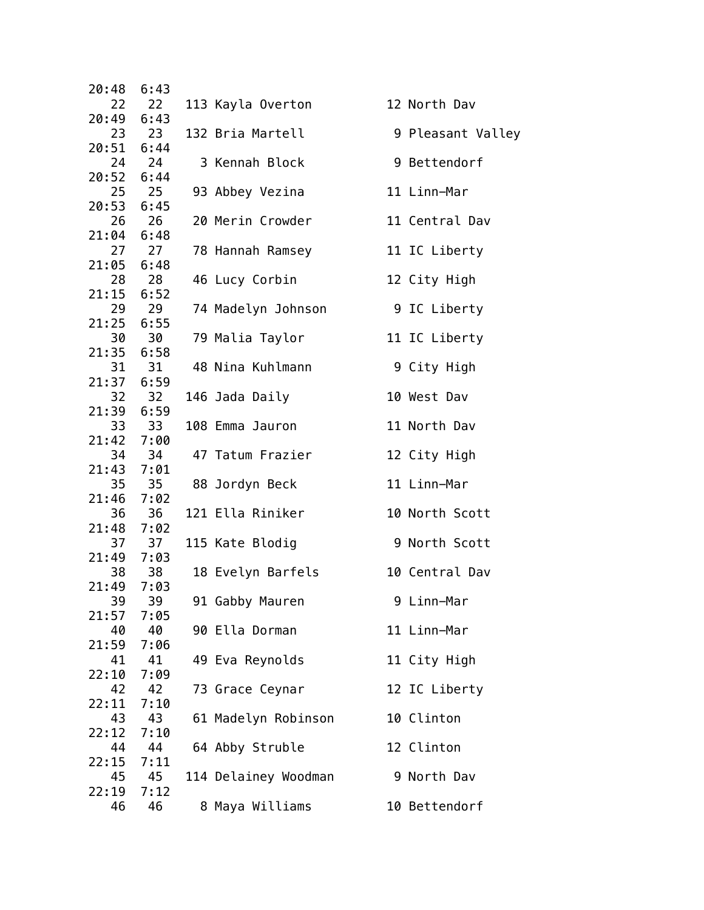```
20:48  6:43
  22   22   113 Kayla Overton          12 North Dav
20:49  6:43
  23   23   132 Bria Martell            9 Pleasant Valley
20:51  6:44
  24   24     3 Kennah Block            9 Bettendorf
20:52  6:44
  25   25    93 Abbey Vezina           11 Linn-Mar
20:53  6:45
  26   26    20 Merin Crowder          11 Central Dav
21:04  6:48
  27   27    78 Hannah Ramsey          11 IC Liberty
21:05  6:48
  28   28    46 Lucy Corbin            12 City High
21:15  6:52
  29   29    74 Madelyn Johnson         9 IC Liberty
21:25  6:55
  30   30    79 Malia Taylor           11 IC Liberty
21:35  6:58
  31   31    48 Nina Kuhlmann           9 City High
21:37  6:59
  32   32   146 Jada Daily             10 West Dav
21:39  6:59
  33   33   108 Emma Jauron            11 North Dav
21:42  7:00
  34   34    47 Tatum Frazier          12 City High
21:43  7:01
  35   35    88 Jordyn Beck            11 Linn-Mar
21:46  7:02
  36   36   121 Ella Riniker           10 North Scott
21:48  7:02
  37   37   115 Kate Blodig             9 North Scott
21:49  7:03
  38   38    18 Evelyn Barfels         10 Central Dav
21:49  7:03
  39   39    91 Gabby Mauren            9 Linn-Mar
21:57  7:05
  40   40    90 Ella Dorman            11 Linn-Mar
21:59  7:06
  41   41    49 Eva Reynolds           11 City High
22:10  7:09
  42   42    73 Grace Ceynar           12 IC Liberty
22:11  7:10
  43   43    61 Madelyn Robinson       10 Clinton
22:12  7:10
  44   44    64 Abby Struble           12 Clinton
22:15  7:11
  45   45   114 Delainey Woodman        9 North Dav
22:19  7:12
  46   46     8 Maya Williams          10 Bettendorf
```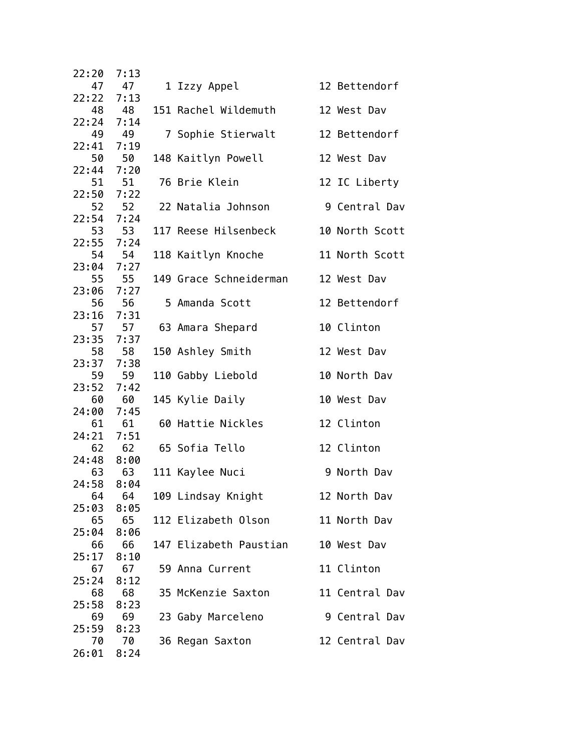```
22:20  7:13
   47   47     1 Izzy Appel             12 Bettendorf
22:22  7:13
   48   48   151 Rachel Wildemuth       12 West Dav
22:24  7:14
   49   49     7 Sophie Stierwalt       12 Bettendorf
22:41  7:19
   50   50   148 Kaitlyn Powell         12 West Dav
22:44  7:20
   51   51    76 Brie Klein             12 IC Liberty
22:50  7:22
   52   52    22 Natalia Johnson         9 Central Dav
22:54  7:24
   53   53   117 Reese Hilsenbeck       10 North Scott
22:55  7:24
   54   54   118 Kaitlyn Knoche         11 North Scott
23:04  7:27
   55   55   149 Grace Schneiderman     12 West Dav
23:06  7:27
   56   56     5 Amanda Scott           12 Bettendorf
23:16  7:31
   57   57    63 Amara Shepard          10 Clinton
23:35  7:37
   58   58   150 Ashley Smith           12 West Dav
23:37  7:38
   59   59   110 Gabby Liebold          10 North Dav
23:52  7:42
   60   60   145 Kylie Daily            10 West Dav
24:00  7:45
   61   61    60 Hattie Nickles         12 Clinton
24:21  7:51
   62   62    65 Sofia Tello            12 Clinton
24:48  8:00
   63   63   111 Kaylee Nuci             9 North Dav
24:58  8:04
   64   64   109 Lindsay Knight         12 North Dav
25:03  8:05
   65   65   112 Elizabeth Olson        11 North Dav
25:04  8:06
   66   66   147 Elizabeth Paustian     10 West Dav
25:17  8:10
   67   67    59 Anna Current           11 Clinton
25:24  8:12
   68   68    35 McKenzie Saxton        11 Central Dav
25:58  8:23
   69   69    23 Gaby Marceleno          9 Central Dav
25:59  8:23
   70   70    36 Regan Saxton           12 Central Dav
26:01  8:24
```